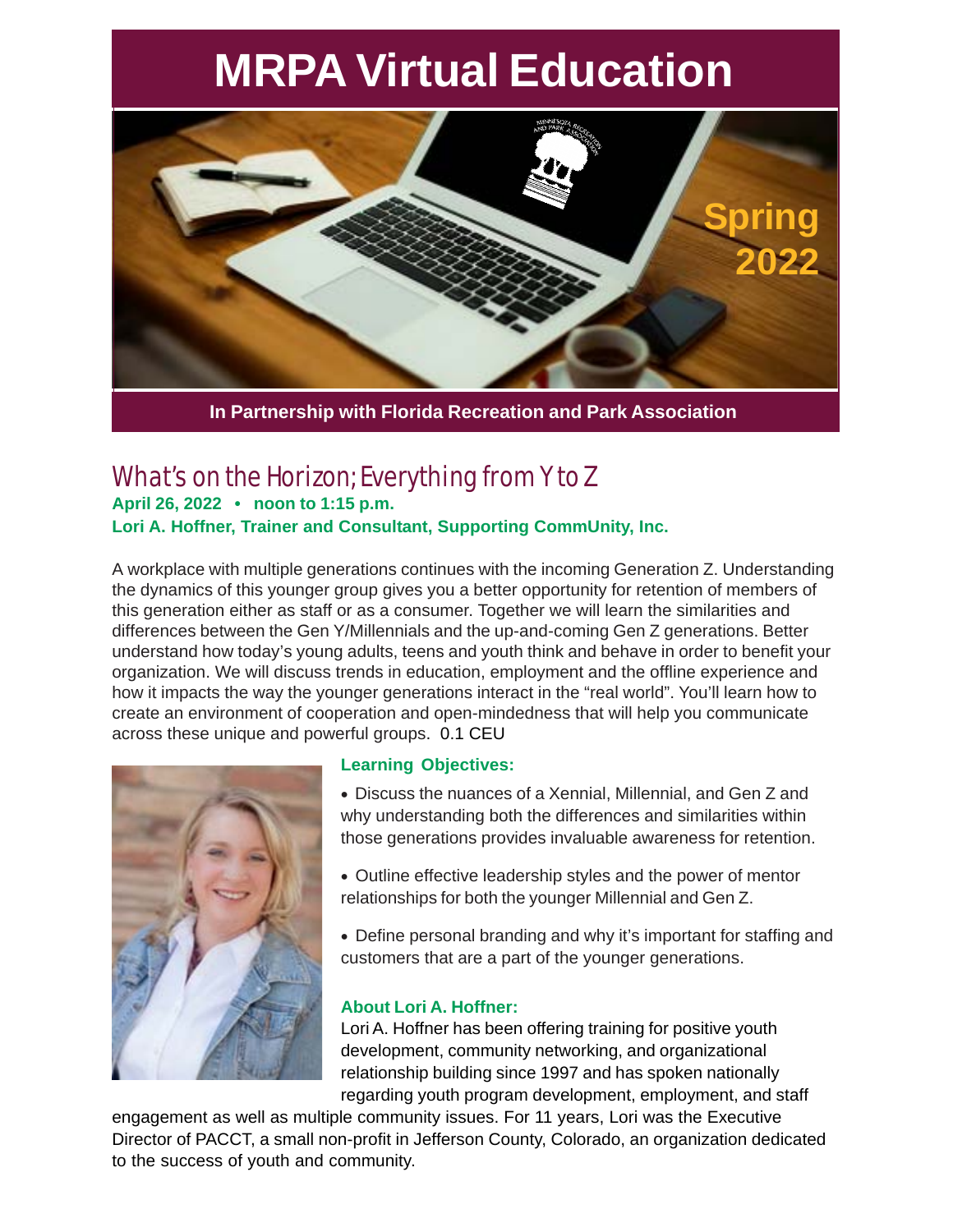# MRPA Virtual Education

Spring 2022

**In Partnership with Florida Recreation and Park Association**

## What's on the Horizon; Everything from Y to Z

**April 26, 2022 • noon to 1:15 p.m.**
**Lori A. Hoffner, Trainer and Consultant, Supporting CommUnity, Inc.**

A workplace with multiple generations continues with the incoming Generation Z. Understanding the dynamics of this younger group gives you a better opportunity for retention of members of this generation either as staff or as a consumer. Together we will learn the similarities and differences between the Gen Y/Millennials and the up-and-coming Gen Z generations. Better understand how today's young adults, teens and youth think and behave in order to benefit your organization. We will discuss trends in education, employment and the offline experience and how it impacts the way the younger generations interact in the "real world". You'll learn how to create an environment of cooperation and open-mindedness that will help you communicate across these unique and powerful groups. 0.1 CEU

**Learning Objectives:**

- Discuss the nuances of a Xennial, Millennial, and Gen Z and why understanding both the differences and similarities within those generations provides invaluable awareness for retention.
- Outline effective leadership styles and the power of mentor relationships for both the younger Millennial and Gen Z.
- Define personal branding and why it's important for staffing and customers that are a part of the younger generations.

**About Lori A. Hoffner:**

Lori A. Hoffner has been offering training for positive youth development, community networking, and organizational relationship building since 1997 and has spoken nationally regarding youth program development, employment, and staff engagement as well as multiple community issues. For 11 years, Lori was the Executive Director of PACCT, a small non-profit in Jefferson County, Colorado, an organization dedicated to the success of youth and community.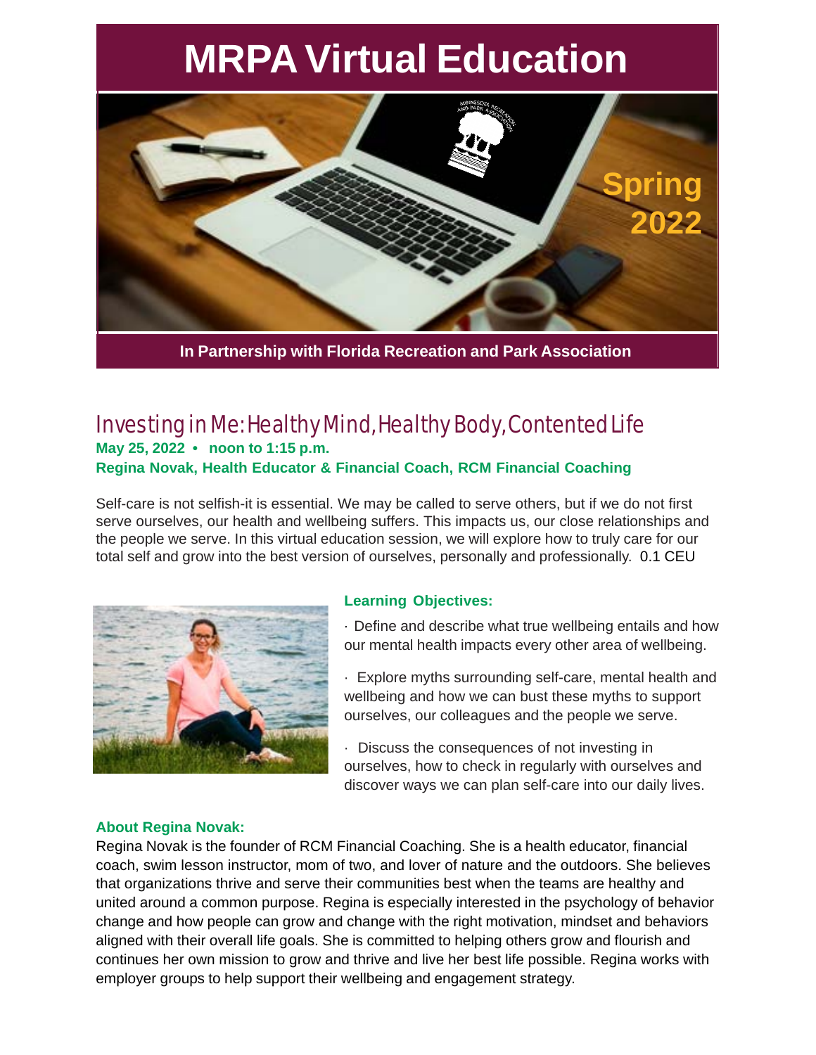# MRPA Virtual Education

Spring 2022

In Partnership with Florida Recreation and Park Association

## Investing in Me: Healthy Mind, Healthy Body, Contented Life

**May 25, 2022 • noon to 1:15 p.m.**

**Regina Novak, Health Educator & Financial Coach, RCM Financial Coaching**

Self-care is not selfish-it is essential. We may be called to serve others, but if we do not first serve ourselves, our health and wellbeing suffers. This impacts us, our close relationships and the people we serve. In this virtual education session, we will explore how to truly care for our total self and grow into the best version of ourselves, personally and professionally. 0.1 CEU

**Learning Objectives:**

- Define and describe what true wellbeing entails and how our mental health impacts every other area of wellbeing.
- Explore myths surrounding self-care, mental health and wellbeing and how we can bust these myths to support ourselves, our colleagues and the people we serve.
- Discuss the consequences of not investing in ourselves, how to check in regularly with ourselves and discover ways we can plan self-care into our daily lives.

**About Regina Novak:**

Regina Novak is the founder of RCM Financial Coaching. She is a health educator, financial coach, swim lesson instructor, mom of two, and lover of nature and the outdoors. She believes that organizations thrive and serve their communities best when the teams are healthy and united around a common purpose. Regina is especially interested in the psychology of behavior change and how people can grow and change with the right motivation, mindset and behaviors aligned with their overall life goals. She is committed to helping others grow and flourish and continues her own mission to grow and thrive and live her best life possible. Regina works with employer groups to help support their wellbeing and engagement strategy.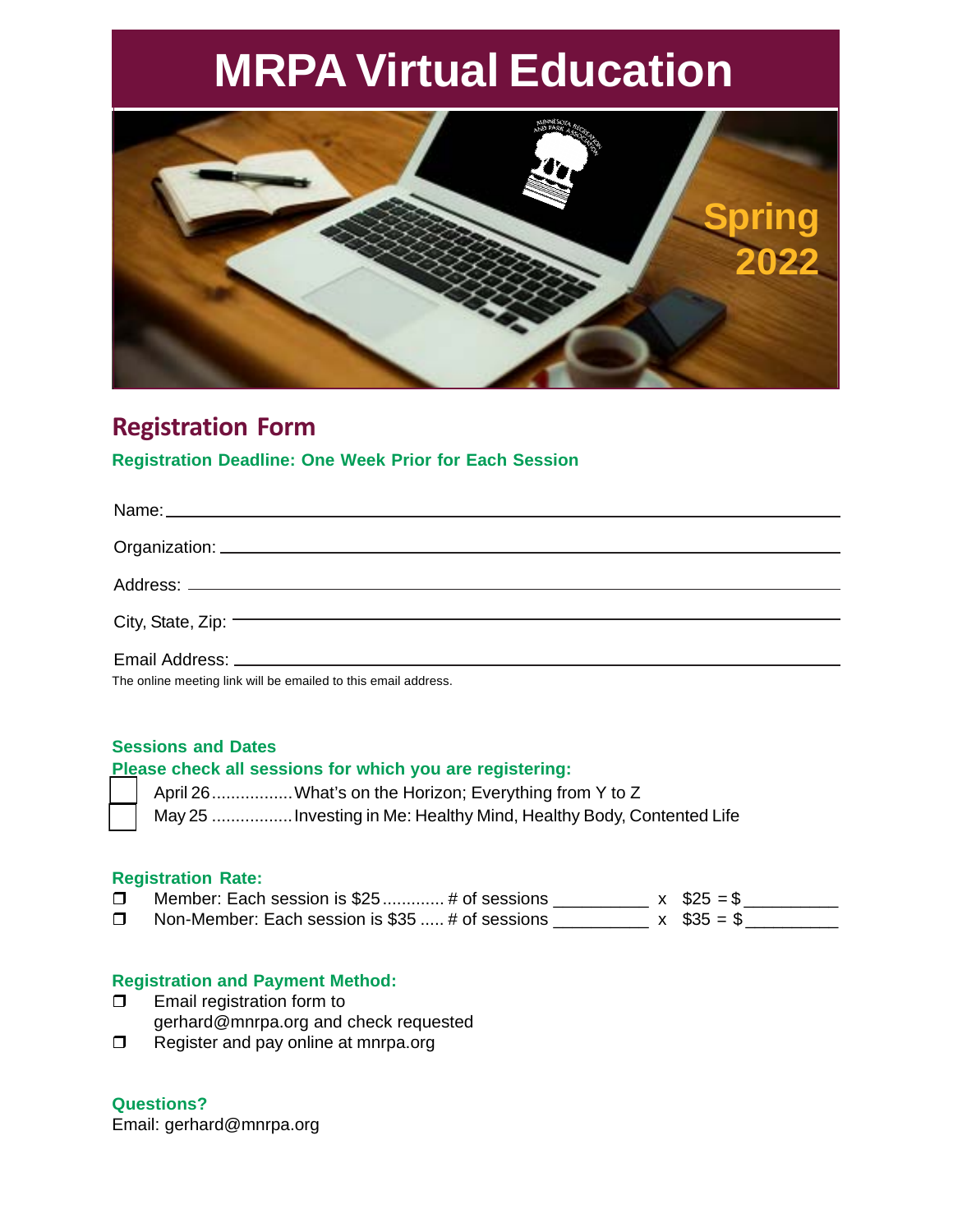# MRPA Virtual Education

Spring 2022

## Registration Form

**Registration Deadline: One Week Prior for Each Session**

Name: ___________________________________________

Organization: ___________________________________________

Address: ___________________________________________

City, State, Zip: ___________________________________________

Email Address: ___________________________________________

The online meeting link will be emailed to this email address.

### Sessions and Dates

**Please check all sessions for which you are registering:**

- ☐ April 26 ................. What's on the Horizon; Everything from Y to Z
- ☐ May 25 ................. Investing in Me: Healthy Mind, Healthy Body, Contented Life

### Registration Rate:

- ❐ Member: Each session is $25 ............. # of sessions __________ x $25 = $ __________
- ❐ Non-Member: Each session is $35 ..... # of sessions __________ x $35 = $ __________

### Registration and Payment Method:

- ❐ Email registration form to gerhard@mnrpa.org and check requested
- ❐ Register and pay online at mnrpa.org

### Questions?

Email: gerhard@mnrpa.org